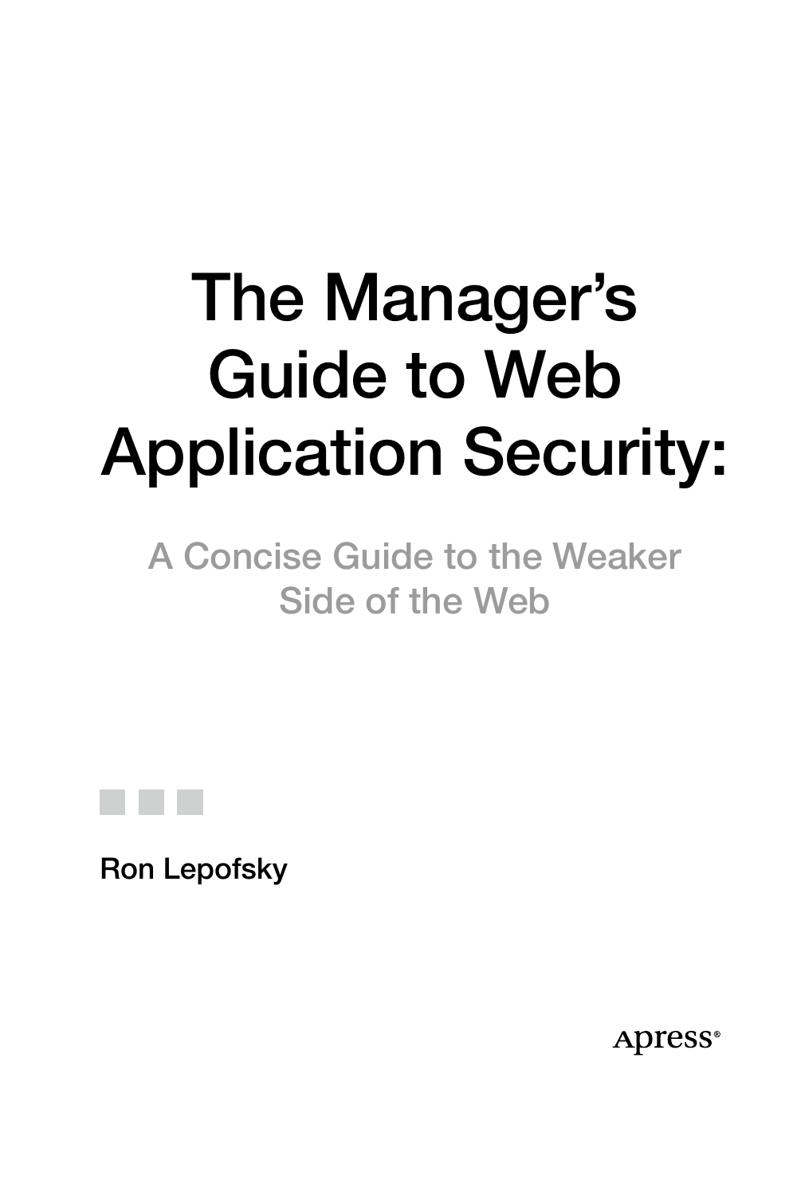# The Manager's Guide to Web Application Security:

## A Concise Guide to the Weaker Side of the Web

Ron Lepofsky

Apress®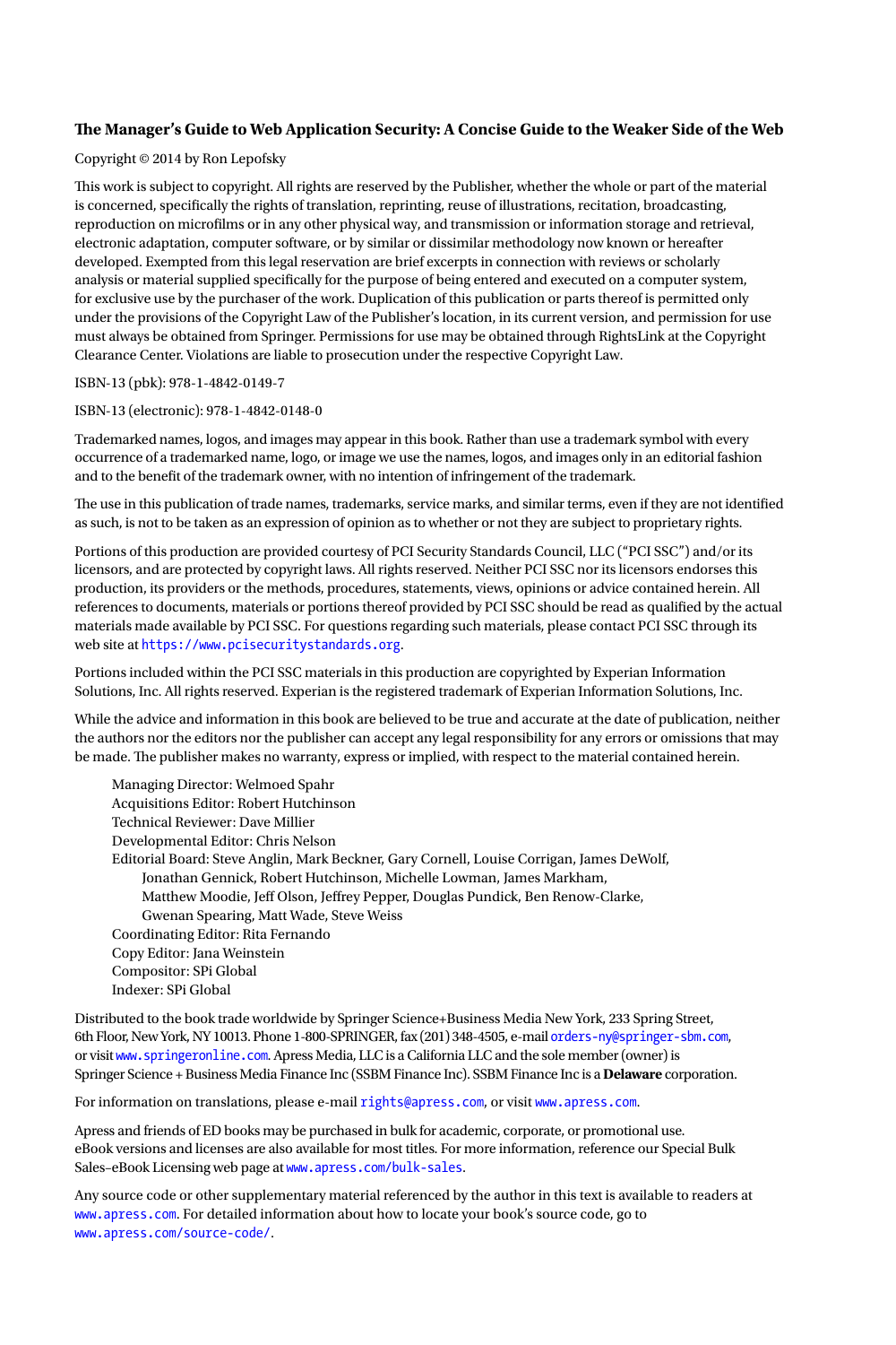**The Manager's Guide to Web Application Security: A Concise Guide to the Weaker Side of the Web**

Copyright © 2014 by Ron Lepofsky

This work is subject to copyright. All rights are reserved by the Publisher, whether the whole or part of the material is concerned, specifically the rights of translation, reprinting, reuse of illustrations, recitation, broadcasting, reproduction on microfilms or in any other physical way, and transmission or information storage and retrieval, electronic adaptation, computer software, or by similar or dissimilar methodology now known or hereafter developed. Exempted from this legal reservation are brief excerpts in connection with reviews or scholarly analysis or material supplied specifically for the purpose of being entered and executed on a computer system, for exclusive use by the purchaser of the work. Duplication of this publication or parts thereof is permitted only under the provisions of the Copyright Law of the Publisher's location, in its current version, and permission for use must always be obtained from Springer. Permissions for use may be obtained through RightsLink at the Copyright Clearance Center. Violations are liable to prosecution under the respective Copyright Law.

ISBN-13 (pbk): 978-1-4842-0149-7

ISBN-13 (electronic): 978-1-4842-0148-0

Trademarked names, logos, and images may appear in this book. Rather than use a trademark symbol with every occurrence of a trademarked name, logo, or image we use the names, logos, and images only in an editorial fashion and to the benefit of the trademark owner, with no intention of infringement of the trademark.

The use in this publication of trade names, trademarks, service marks, and similar terms, even if they are not identified as such, is not to be taken as an expression of opinion as to whether or not they are subject to proprietary rights.

Portions of this production are provided courtesy of PCI Security Standards Council, LLC ("PCI SSC") and/or its licensors, and are protected by copyright laws. All rights reserved. Neither PCI SSC nor its licensors endorses this production, its providers or the methods, procedures, statements, views, opinions or advice contained herein. All references to documents, materials or portions thereof provided by PCI SSC should be read as qualified by the actual materials made available by PCI SSC. For questions regarding such materials, please contact PCI SSC through its web site at https://www.pcisecuritystandards.org.

Portions included within the PCI SSC materials in this production are copyrighted by Experian Information Solutions, Inc. All rights reserved. Experian is the registered trademark of Experian Information Solutions, Inc.

While the advice and information in this book are believed to be true and accurate at the date of publication, neither the authors nor the editors nor the publisher can accept any legal responsibility for any errors or omissions that may be made. The publisher makes no warranty, express or implied, with respect to the material contained herein.

Managing Director: Welmoed Spahr
Acquisitions Editor: Robert Hutchinson
Technical Reviewer: Dave Millier
Developmental Editor: Chris Nelson
Editorial Board: Steve Anglin, Mark Beckner, Gary Cornell, Louise Corrigan, James DeWolf, Jonathan Gennick, Robert Hutchinson, Michelle Lowman, James Markham, Matthew Moodie, Jeff Olson, Jeffrey Pepper, Douglas Pundick, Ben Renow-Clarke, Gwenan Spearing, Matt Wade, Steve Weiss
Coordinating Editor: Rita Fernando
Copy Editor: Jana Weinstein
Compositor: SPi Global
Indexer: SPi Global

Distributed to the book trade worldwide by Springer Science+Business Media New York, 233 Spring Street, 6th Floor, New York, NY 10013. Phone 1-800-SPRINGER, fax (201) 348-4505, e-mail orders-ny@springer-sbm.com, or visit www.springeronline.com. Apress Media, LLC is a California LLC and the sole member (owner) is Springer Science + Business Media Finance Inc (SSBM Finance Inc). SSBM Finance Inc is a **Delaware** corporation.

For information on translations, please e-mail rights@apress.com, or visit www.apress.com.

Apress and friends of ED books may be purchased in bulk for academic, corporate, or promotional use. eBook versions and licenses are also available for most titles. For more information, reference our Special Bulk Sales–eBook Licensing web page at www.apress.com/bulk-sales.

Any source code or other supplementary material referenced by the author in this text is available to readers at www.apress.com. For detailed information about how to locate your book's source code, go to www.apress.com/source-code/.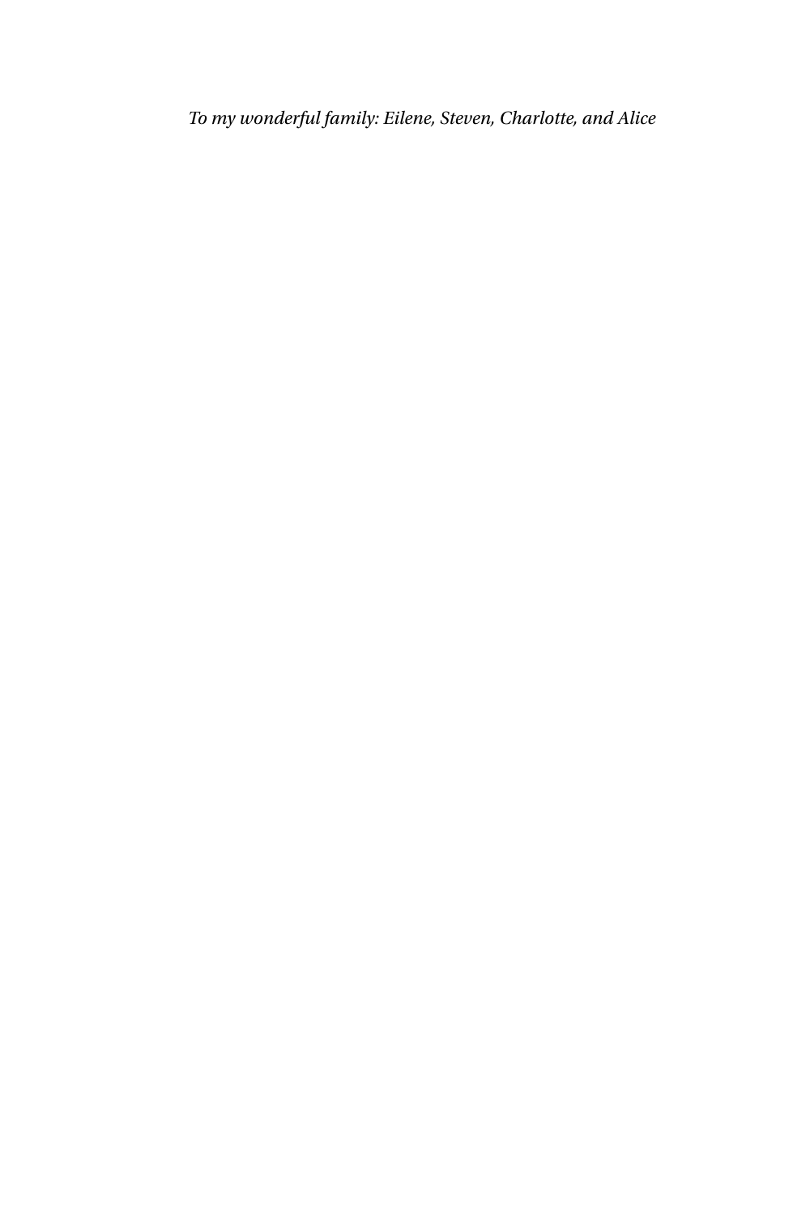*To my wonderful family: Eilene, Steven, Charlotte, and Alice*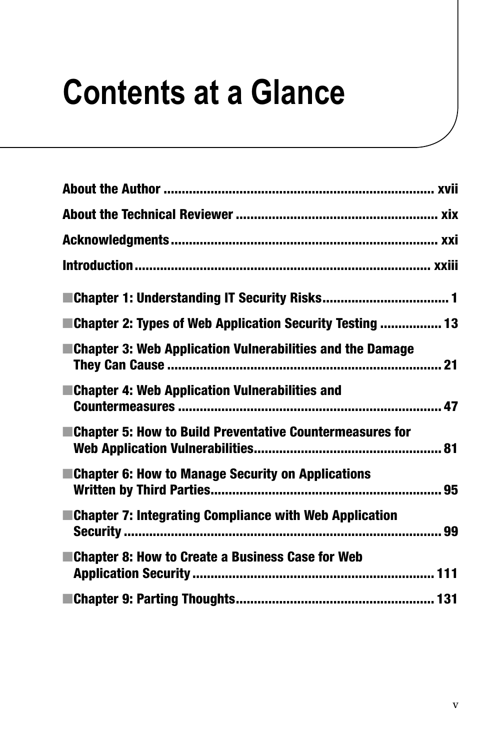# Contents at a Glance

**About the Author** .......................................................................... xvii

**About the Technical Reviewer** ....................................................... xix

**Acknowledgments** .......................................................................... xxi

**Introduction** .................................................................................. xxiii

■ **Chapter 1: Understanding IT Security Risks** .................................. 1

■ **Chapter 2: Types of Web Application Security Testing** ................ 13

■ **Chapter 3: Web Application Vulnerabilities and the Damage They Can Cause** ........................................................................... 21

■ **Chapter 4: Web Application Vulnerabilities and Countermeasures** ........................................................................ 47

■ **Chapter 5: How to Build Preventative Countermeasures for Web Application Vulnerabilities** ................................................... 81

■ **Chapter 6: How to Manage Security on Applications Written by Third Parties** ............................................................... 95

■ **Chapter 7: Integrating Compliance with Web Application Security** ....................................................................................... 99

■ **Chapter 8: How to Create a Business Case for Web Application Security** .................................................................. 111

■ **Chapter 9: Parting Thoughts** ...................................................... 131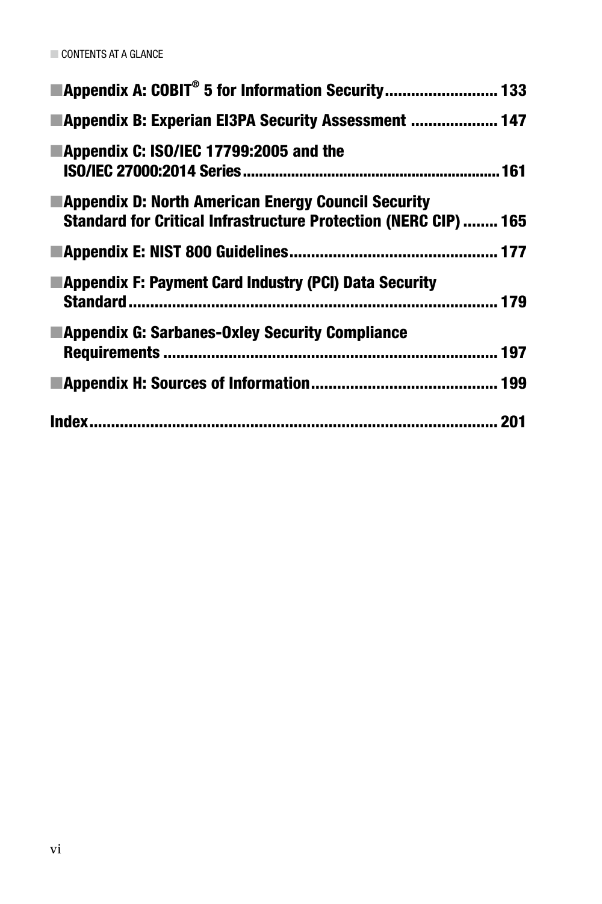- **Appendix A: COBIT® 5 for Information Security** ......................... 133
- **Appendix B: Experian EI3PA Security Assessment** ................... 147
- **Appendix C: ISO/IEC 17799:2005 and the ISO/IEC 27000:2014 Series** ............................................................. 161
- **Appendix D: North American Energy Council Security Standard for Critical Infrastructure Protection (NERC CIP)** ........ 165
- **Appendix E: NIST 800 Guidelines** ............................................... 177
- **Appendix F: Payment Card Industry (PCI) Data Security Standard** .................................................................................. 179
- **Appendix G: Sarbanes-Oxley Security Compliance Requirements** ........................................................................... 197
- **Appendix H: Sources of Information** .......................................... 199

**Index** ............................................................................................ 201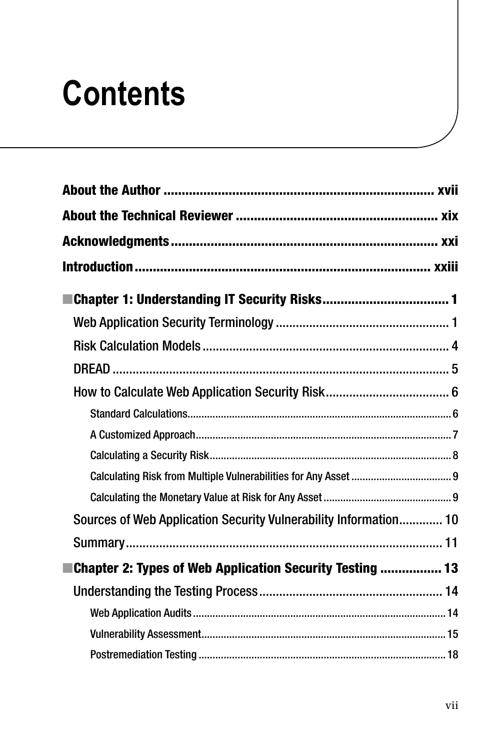# Contents

**About the Author** ........................................................................ xvii

**About the Technical Reviewer** ....................................................... xix

**Acknowledgments** ........................................................................ xxi

**Introduction** ................................................................................. xxiii

■ **Chapter 1: Understanding IT Security Risks** .................................. 1

- Web Application Security Terminology .................................................. 1
- Risk Calculation Models ........................................................................ 4
- DREAD ................................................................................................. 5
- How to Calculate Web Application Security Risk .................................... 6
  - Standard Calculations ........................................................................ 6
  - A Customized Approach ..................................................................... 7
  - Calculating a Security Risk ................................................................ 8
  - Calculating Risk from Multiple Vulnerabilities for Any Asset ................... 9
  - Calculating the Monetary Value at Risk for Any Asset ............................ 9
- Sources of Web Application Security Vulnerability Information ............. 10
- Summary ............................................................................................ 11

■ **Chapter 2: Types of Web Application Security Testing** ................. 13

- Understanding the Testing Process ...................................................... 14
  - Web Application Audits .................................................................... 14
  - Vulnerability Assessment .................................................................. 15
  - Postremediation Testing ................................................................... 18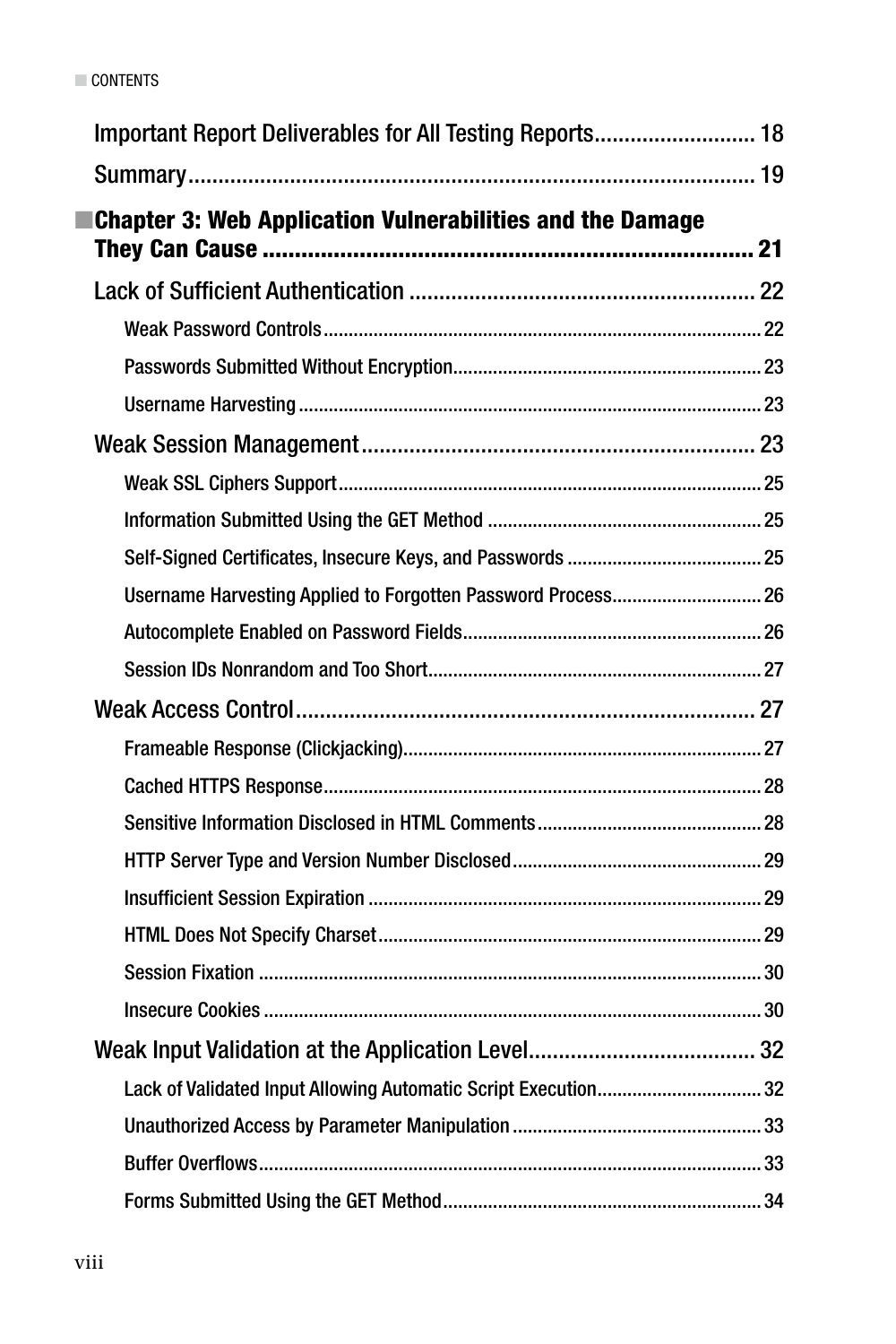Important Report Deliverables for All Testing Reports........................... 18

Summary................................................................................ 19

## Chapter 3: Web Application Vulnerabilities and the Damage They Can Cause ........................................................................ 21

Lack of Sufficient Authentication ........................................................ 22

- Weak Password Controls....................................................................................... 22
- Passwords Submitted Without Encryption............................................................. 23
- Username Harvesting ............................................................................................ 23

Weak Session Management................................................................. 23

- Weak SSL Ciphers Support..................................................................................... 25
- Information Submitted Using the GET Method ....................................................... 25
- Self-Signed Certificates, Insecure Keys, and Passwords ....................................... 25
- Username Harvesting Applied to Forgotten Password Process.............................. 26
- Autocomplete Enabled on Password Fields............................................................ 26
- Session IDs Nonrandom and Too Short................................................................... 27

Weak Access Control............................................................................ 27

- Frameable Response (Clickjacking)........................................................................ 27
- Cached HTTPS Response........................................................................................ 28
- Sensitive Information Disclosed in HTML Comments............................................. 28
- HTTP Server Type and Version Number Disclosed.................................................. 29
- Insufficient Session Expiration .............................................................................. 29
- HTML Does Not Specify Charset............................................................................. 29
- Session Fixation .................................................................................................... 30
- Insecure Cookies ................................................................................................... 30

Weak Input Validation at the Application Level...................................... 32

- Lack of Validated Input Allowing Automatic Script Execution................................. 32
- Unauthorized Access by Parameter Manipulation .................................................. 33
- Buffer Overflows.................................................................................................... 33
- Forms Submitted Using the GET Method................................................................ 34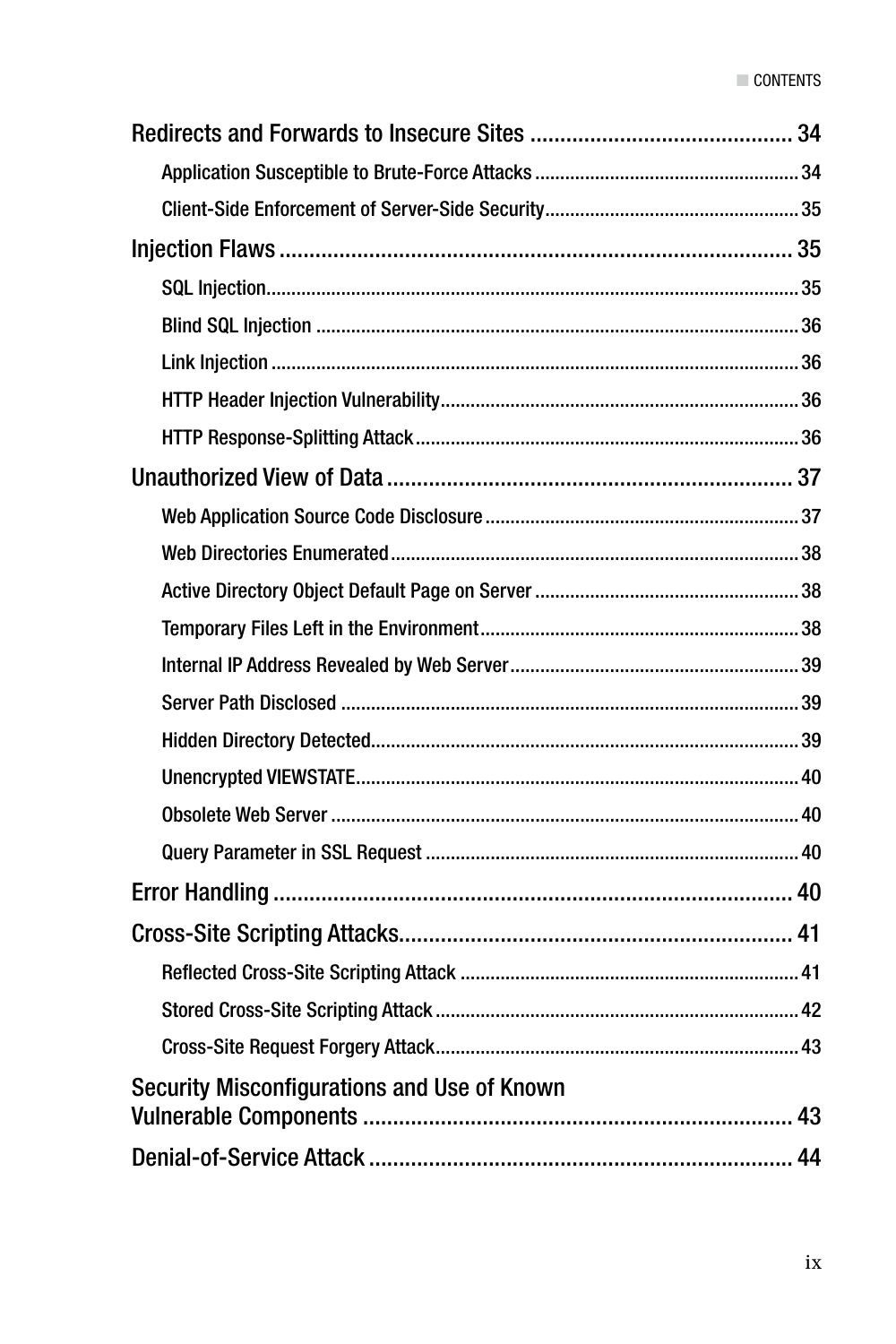Redirects and Forwards to Insecure Sites ........................................... 34

- Application Susceptible to Brute-Force Attacks ..................................................... 34
- Client-Side Enforcement of Server-Side Security.................................................. 35

Injection Flaws ..................................................................................... 35

- SQL Injection......................................................................................................... 35
- Blind SQL Injection ................................................................................................ 36
- Link Injection ......................................................................................................... 36
- HTTP Header Injection Vulnerability...................................................................... 36
- HTTP Response-Splitting Attack ........................................................................... 36

Unauthorized View of Data ................................................................... 37

- Web Application Source Code Disclosure .............................................................. 37
- Web Directories Enumerated ................................................................................. 38
- Active Directory Object Default Page on Server .................................................... 38
- Temporary Files Left in the Environment ............................................................... 38
- Internal IP Address Revealed by Web Server ......................................................... 39
- Server Path Disclosed ........................................................................................... 39
- Hidden Directory Detected..................................................................................... 39
- Unencrypted VIEWSTATE........................................................................................ 40
- Obsolete Web Server ............................................................................................. 40
- Query Parameter in SSL Request .......................................................................... 40

Error Handling ...................................................................................... 40

Cross-Site Scripting Attacks................................................................. 41

- Reflected Cross-Site Scripting Attack .................................................................... 41
- Stored Cross-Site Scripting Attack ......................................................................... 42
- Cross-Site Request Forgery Attack......................................................................... 43

Security Misconfigurations and Use of Known Vulnerable Components ....................................................................... 43

Denial-of-Service Attack ....................................................................... 44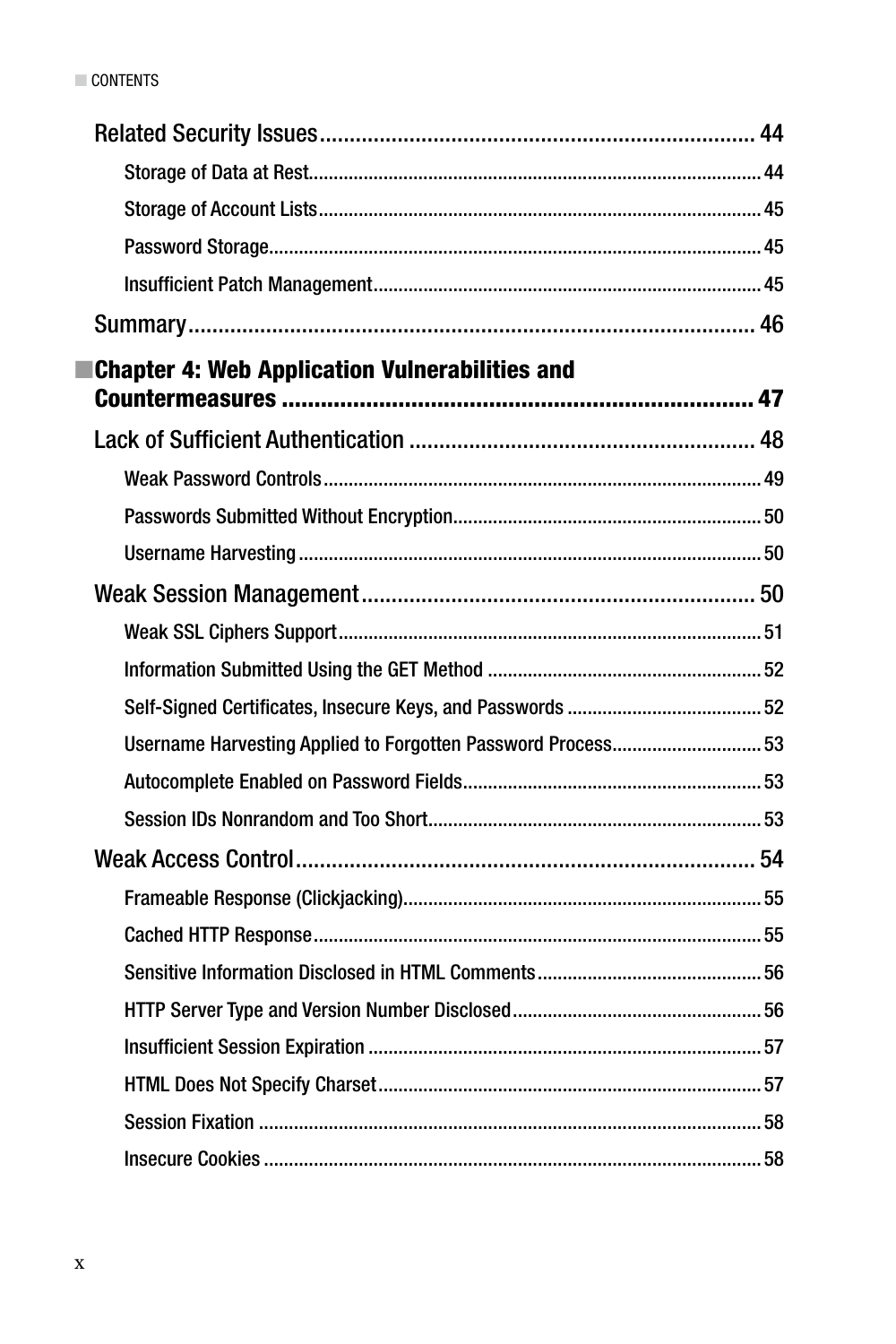Related Security Issues ........................................................................ 44

- Storage of Data at Rest .......................................................................................... 44
- Storage of Account Lists ........................................................................................ 45
- Password Storage .................................................................................................. 45
- Insufficient Patch Management ............................................................................. 45

Summary .............................................................................................. 46

**Chapter 4: Web Application Vulnerabilities and Countermeasures ........................................................................ 47**

Lack of Sufficient Authentication ......................................................... 48

- Weak Password Controls ....................................................................................... 49
- Passwords Submitted Without Encryption ............................................................. 50
- Username Harvesting ............................................................................................ 50

Weak Session Management ................................................................. 50

- Weak SSL Ciphers Support .................................................................................... 51
- Information Submitted Using the GET Method ....................................................... 52
- Self-Signed Certificates, Insecure Keys, and Passwords ....................................... 52
- Username Harvesting Applied to Forgotten Password Process .............................. 53
- Autocomplete Enabled on Password Fields ............................................................ 53
- Session IDs Nonrandom and Too Short .................................................................. 53

Weak Access Control ............................................................................ 54

- Frameable Response (Clickjacking) ....................................................................... 55
- Cached HTTP Response ......................................................................................... 55
- Sensitive Information Disclosed in HTML Comments ............................................. 56
- HTTP Server Type and Version Number Disclosed .................................................. 56
- Insufficient Session Expiration .............................................................................. 57
- HTML Does Not Specify Charset ............................................................................ 57
- Session Fixation .................................................................................................... 58
- Insecure Cookies ................................................................................................... 58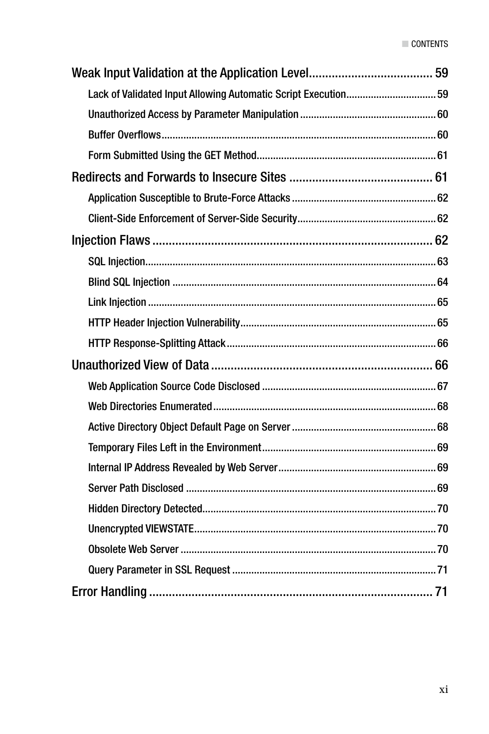Weak Input Validation at the Application Level ..................................... 59

- Lack of Validated Input Allowing Automatic Script Execution ................................ 59
- Unauthorized Access by Parameter Manipulation ................................................. 60
- Buffer Overflows ........................................................................................................ 60
- Form Submitted Using the GET Method ................................................................. 61

Redirects and Forwards to Insecure Sites ........................................... 61

- Application Susceptible to Brute-Force Attacks .................................................... 62
- Client-Side Enforcement of Server-Side Security .................................................. 62

Injection Flaws ..................................................................................... 62

- SQL Injection ............................................................................................................. 63
- Blind SQL Injection ................................................................................................... 64
- Link Injection ............................................................................................................. 65
- HTTP Header Injection Vulnerability ...................................................................... 65
- HTTP Response-Splitting Attack ............................................................................ 66

Unauthorized View of Data ................................................................... 66

- Web Application Source Code Disclosed ............................................................... 67
- Web Directories Enumerated ................................................................................... 68
- Active Directory Object Default Page on Server .................................................... 68
- Temporary Files Left in the Environment ............................................................... 69
- Internal IP Address Revealed by Web Server ......................................................... 69
- Server Path Disclosed .............................................................................................. 69
- Hidden Directory Detected ....................................................................................... 70
- Unencrypted VIEWSTATE ......................................................................................... 70
- Obsolete Web Server ................................................................................................ 70
- Query Parameter in SSL Request ........................................................................... 71

Error Handling ....................................................................................... 71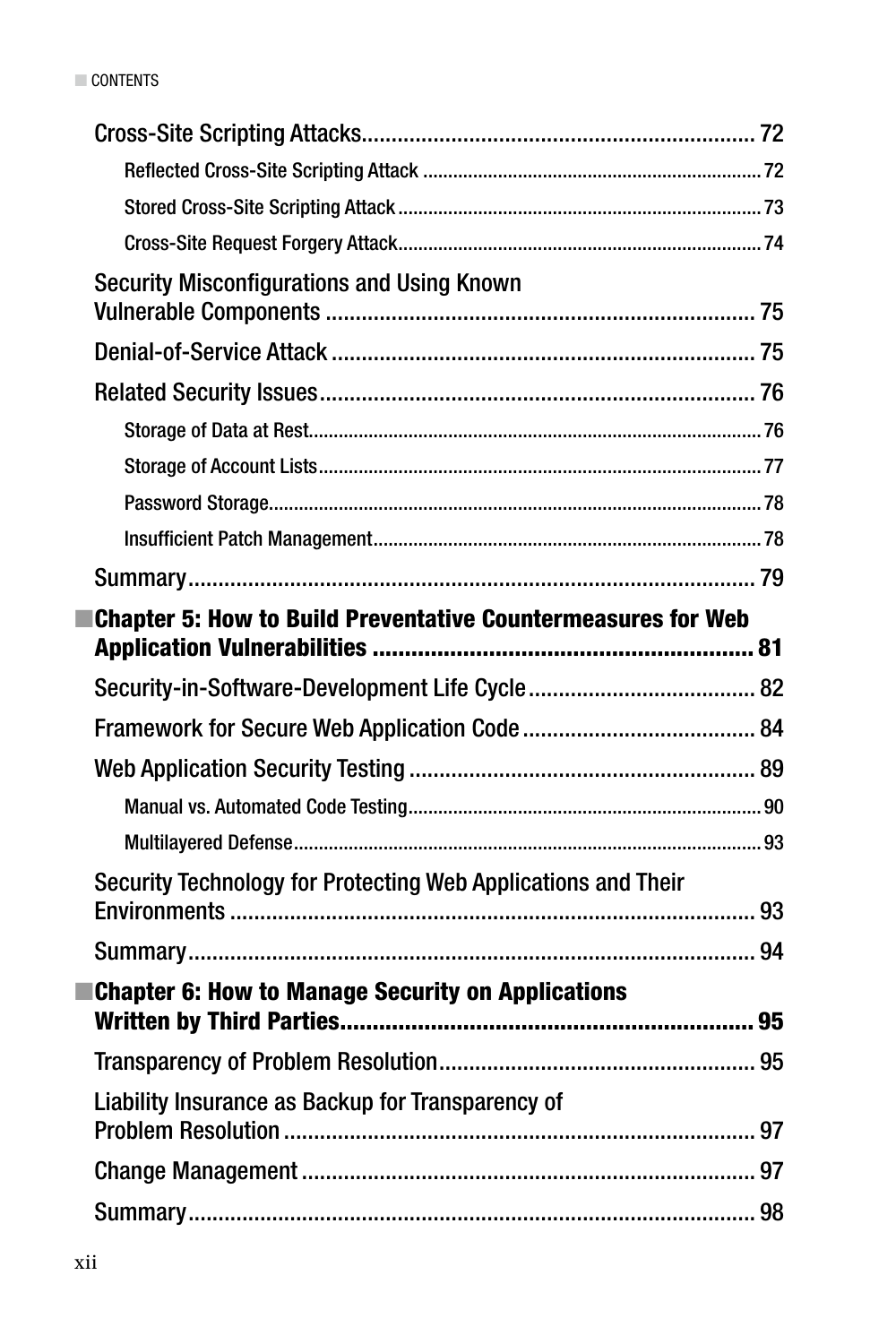Cross-Site Scripting Attacks ........................................................ 72

- Reflected Cross-Site Scripting Attack ........................................ 72
- Stored Cross-Site Scripting Attack ............................................ 73
- Cross-Site Request Forgery Attack ............................................ 74

Security Misconfigurations and Using Known Vulnerable Components ........................................................ 75

Denial-of-Service Attack ........................................................ 75

Related Security Issues ........................................................ 76

- Storage of Data at Rest ........................................................ 76
- Storage of Account Lists ........................................................ 77
- Password Storage ........................................................ 78
- Insufficient Patch Management ........................................................ 78

Summary ........................................................ 79

**Chapter 5: How to Build Preventative Countermeasures for Web Application Vulnerabilities ........................................................ 81**

Security-in-Software-Development Life Cycle ........................................................ 82

Framework for Secure Web Application Code ........................................................ 84

Web Application Security Testing ........................................................ 89

- Manual vs. Automated Code Testing ........................................................ 90
- Multilayered Defense ........................................................ 93

Security Technology for Protecting Web Applications and Their Environments ........................................................ 93

Summary ........................................................ 94

**Chapter 6: How to Manage Security on Applications Written by Third Parties ........................................................ 95**

Transparency of Problem Resolution ........................................................ 95

Liability Insurance as Backup for Transparency of Problem Resolution ........................................................ 97

Change Management ........................................................ 97

Summary ........................................................ 98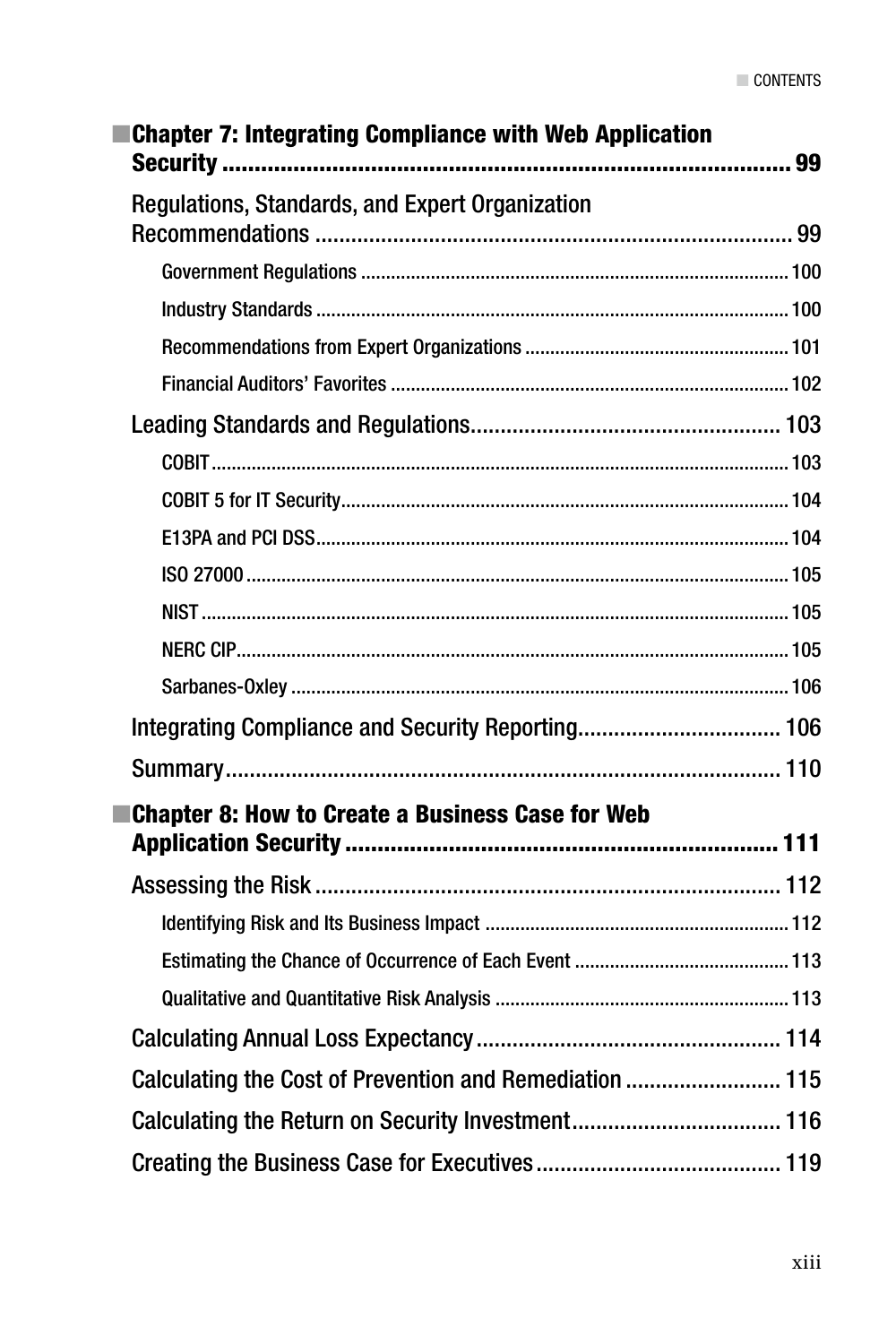- **Chapter 7: Integrating Compliance with Web Application Security ........ 99**
  - Regulations, Standards, and Expert Organization Recommendations ........ 99
    - Government Regulations ........ 100
    - Industry Standards ........ 100
    - Recommendations from Expert Organizations ........ 101
    - Financial Auditors' Favorites ........ 102
  - Leading Standards and Regulations ........ 103
    - COBIT ........ 103
    - COBIT 5 for IT Security ........ 104
    - E13PA and PCI DSS ........ 104
    - ISO 27000 ........ 105
    - NIST ........ 105
    - NERC CIP ........ 105
    - Sarbanes-Oxley ........ 106
  - Integrating Compliance and Security Reporting ........ 106
  - Summary ........ 110
- **Chapter 8: How to Create a Business Case for Web Application Security ........ 111**
  - Assessing the Risk ........ 112
    - Identifying Risk and Its Business Impact ........ 112
    - Estimating the Chance of Occurrence of Each Event ........ 113
    - Qualitative and Quantitative Risk Analysis ........ 113
  - Calculating Annual Loss Expectancy ........ 114
  - Calculating the Cost of Prevention and Remediation ........ 115
  - Calculating the Return on Security Investment ........ 116
  - Creating the Business Case for Executives ........ 119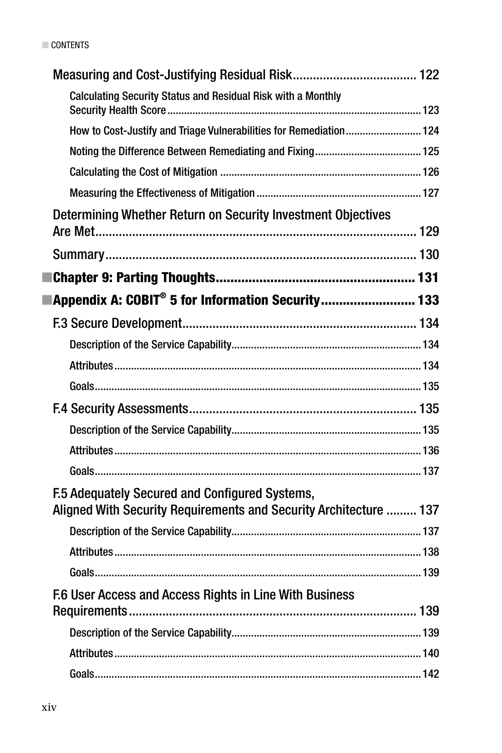Measuring and Cost-Justifying Residual Risk .................................... 122

Calculating Security Status and Residual Risk with a Monthly Security Health Score ........................................................................................ 123

How to Cost-Justify and Triage Vulnerabilities for Remediation ........................... 124

Noting the Difference Between Remediating and Fixing ...................................... 125

Calculating the Cost of Mitigation ....................................................................... 126

Measuring the Effectiveness of Mitigation .......................................................... 127

Determining Whether Return on Security Investment Objectives Are Met ............................................................................................ 129

Summary ........................................................................................... 130

**■Chapter 9: Parting Thoughts ...................................................... 131**

**■Appendix A: COBIT® 5 for Information Security .......................... 133**

F.3 Secure Development .................................................................... 134

Description of the Service Capability .................................................................. 134

Attributes ............................................................................................................ 134

Goals ................................................................................................................... 135

F.4 Security Assessments .................................................................. 135

Description of the Service Capability .................................................................. 135

Attributes ............................................................................................................ 136

Goals ................................................................................................................... 137

F.5 Adequately Secured and Configured Systems, Aligned With Security Requirements and Security Architecture ......... 137

Description of the Service Capability .................................................................. 137

Attributes ............................................................................................................ 138

Goals ................................................................................................................... 139

F.6 User Access and Access Rights in Line With Business Requirements .................................................................................... 139

Description of the Service Capability .................................................................. 139

Attributes ............................................................................................................ 140

Goals ................................................................................................................... 142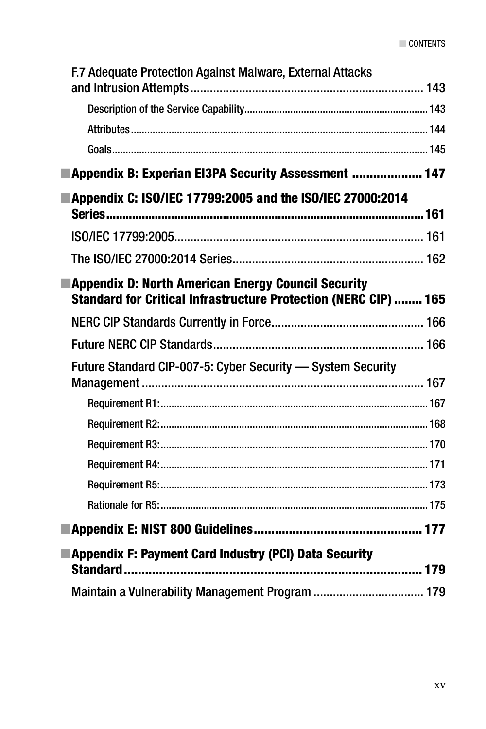F.7 Adequate Protection Against Malware, External Attacks and Intrusion Attempts ........ 143

Description of the Service Capability ........ 143

Attributes ........ 144

Goals ........ 145

**Appendix B: Experian EI3PA Security Assessment ........ 147**

**Appendix C: ISO/IEC 17799:2005 and the ISO/IEC 27000:2014 Series ........ 161**

ISO/IEC 17799:2005 ........ 161

The ISO/IEC 27000:2014 Series ........ 162

**Appendix D: North American Energy Council Security Standard for Critical Infrastructure Protection (NERC CIP) ........ 165**

NERC CIP Standards Currently in Force ........ 166

Future NERC CIP Standards ........ 166

Future Standard CIP-007-5: Cyber Security — System Security Management ........ 167

Requirement R1: ........ 167

Requirement R2: ........ 168

Requirement R3: ........ 170

Requirement R4: ........ 171

Requirement R5: ........ 173

Rationale for R5: ........ 175

**Appendix E: NIST 800 Guidelines ........ 177**

**Appendix F: Payment Card Industry (PCI) Data Security Standard ........ 179**

Maintain a Vulnerability Management Program ........ 179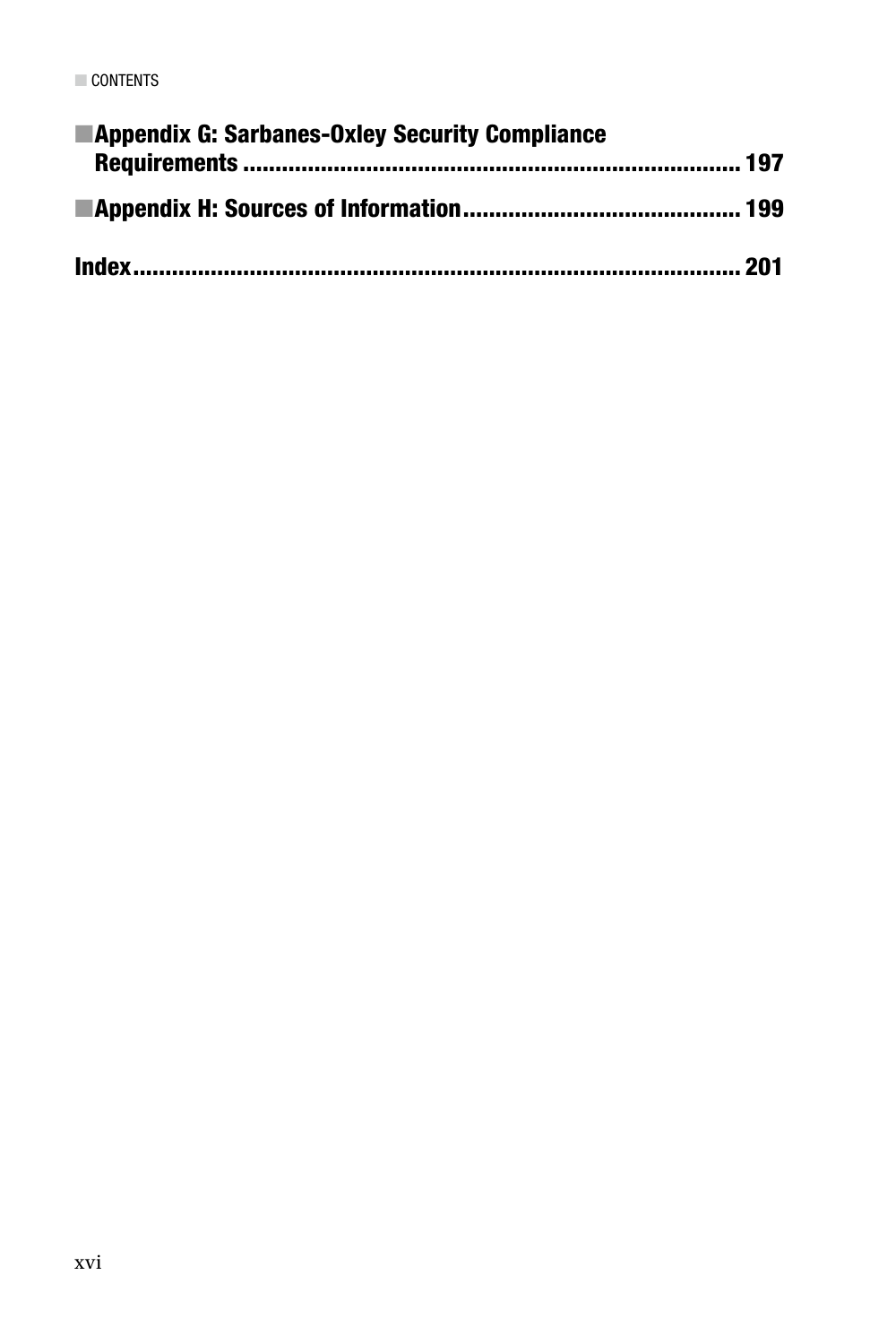**Appendix G: Sarbanes-Oxley Security Compliance Requirements** ........................................................ 197

**Appendix H: Sources of Information** .......................................... 199

**Index** ........................................................................................ 201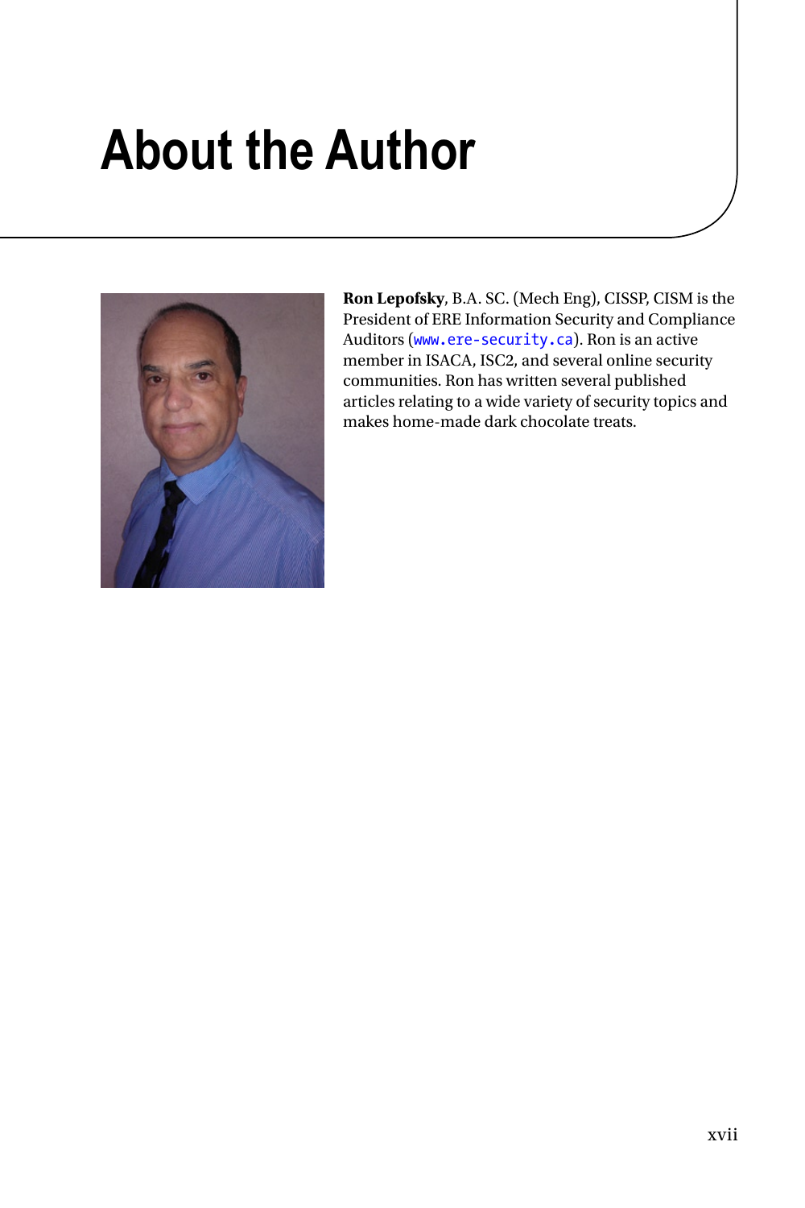# About the Author

**Ron Lepofsky**, B.A. SC. (Mech Eng), CISSP, CISM is the President of ERE Information Security and Compliance Auditors (www.ere-security.ca). Ron is an active member in ISACA, ISC2, and several online security communities. Ron has written several published articles relating to a wide variety of security topics and makes home-made dark chocolate treats.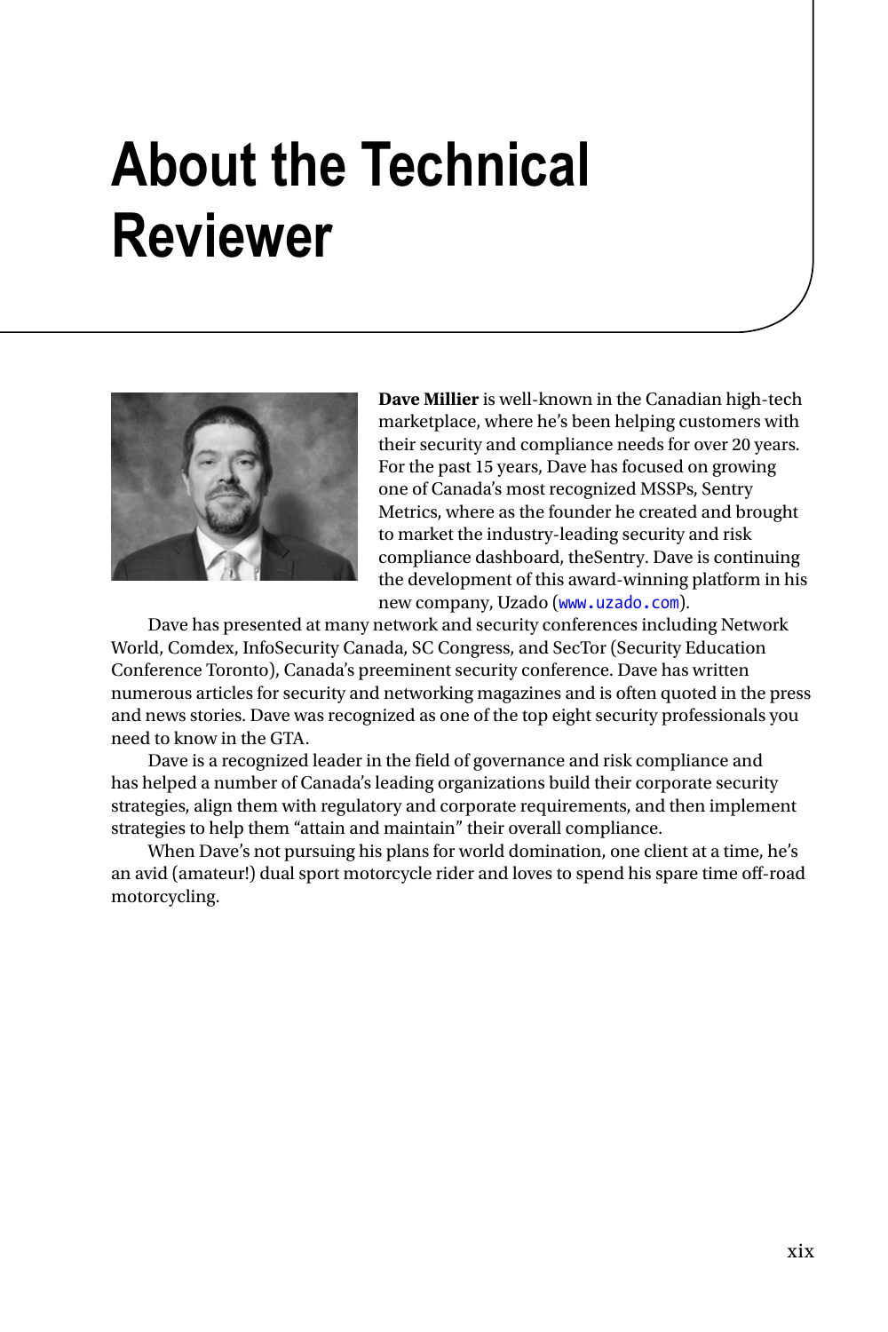# About the Technical Reviewer

**Dave Millier** is well-known in the Canadian high-tech marketplace, where he's been helping customers with their security and compliance needs for over 20 years. For the past 15 years, Dave has focused on growing one of Canada's most recognized MSSPs, Sentry Metrics, where as the founder he created and brought to market the industry-leading security and risk compliance dashboard, theSentry. Dave is continuing the development of this award-winning platform in his new company, Uzado (www.uzado.com).

Dave has presented at many network and security conferences including Network World, Comdex, InfoSecurity Canada, SC Congress, and SecTor (Security Education Conference Toronto), Canada's preeminent security conference. Dave has written numerous articles for security and networking magazines and is often quoted in the press and news stories. Dave was recognized as one of the top eight security professionals you need to know in the GTA.

Dave is a recognized leader in the field of governance and risk compliance and has helped a number of Canada's leading organizations build their corporate security strategies, align them with regulatory and corporate requirements, and then implement strategies to help them "attain and maintain" their overall compliance.

When Dave's not pursuing his plans for world domination, one client at a time, he's an avid (amateur!) dual sport motorcycle rider and loves to spend his spare time off-road motorcycling.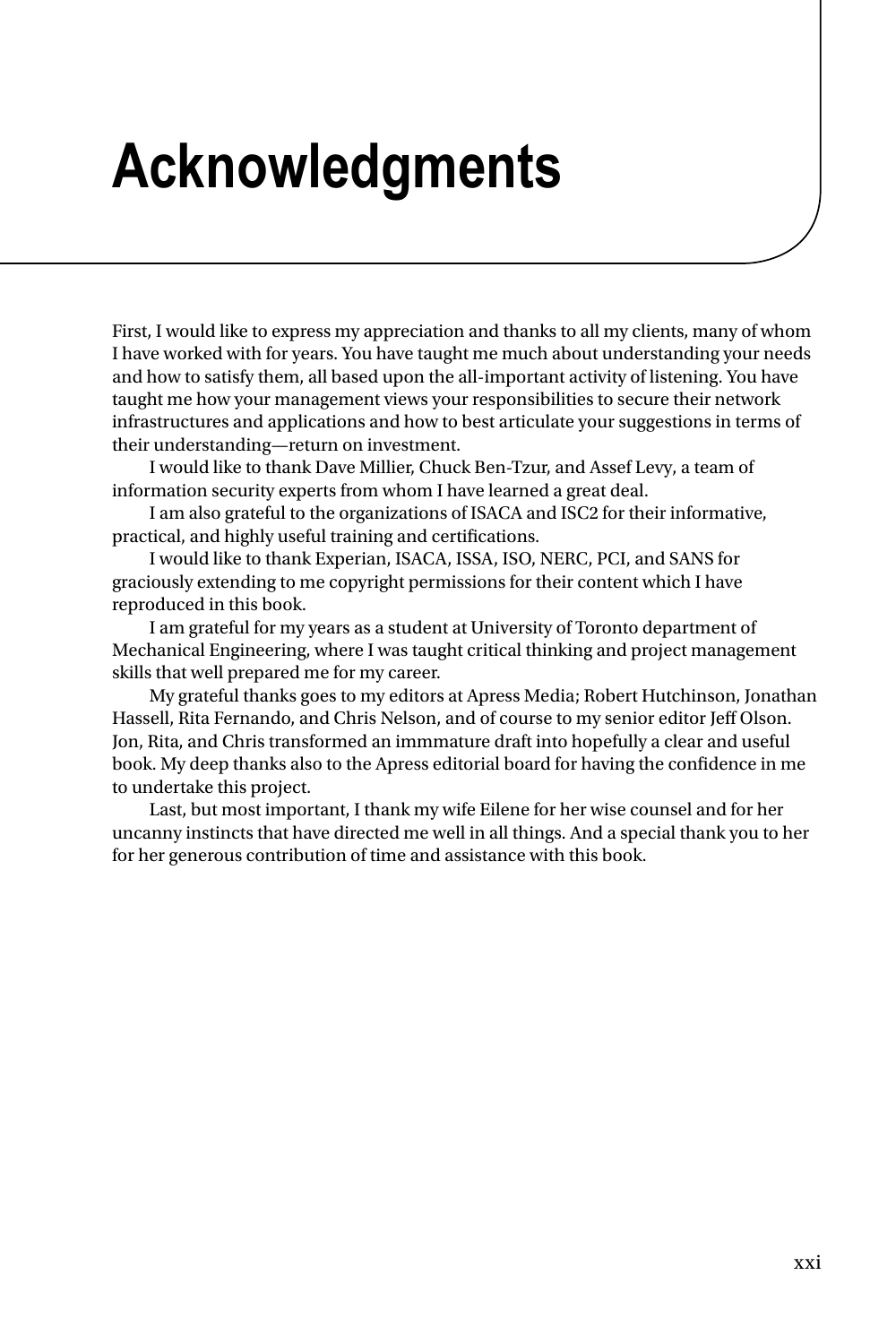# Acknowledgments

First, I would like to express my appreciation and thanks to all my clients, many of whom I have worked with for years. You have taught me much about understanding your needs and how to satisfy them, all based upon the all-important activity of listening. You have taught me how your management views your responsibilities to secure their network infrastructures and applications and how to best articulate your suggestions in terms of their understanding—return on investment.

I would like to thank Dave Millier, Chuck Ben-Tzur, and Assef Levy, a team of information security experts from whom I have learned a great deal.

I am also grateful to the organizations of ISACA and ISC2 for their informative, practical, and highly useful training and certifications.

I would like to thank Experian, ISACA, ISSA, ISO, NERC, PCI, and SANS for graciously extending to me copyright permissions for their content which I have reproduced in this book.

I am grateful for my years as a student at University of Toronto department of Mechanical Engineering, where I was taught critical thinking and project management skills that well prepared me for my career.

My grateful thanks goes to my editors at Apress Media; Robert Hutchinson, Jonathan Hassell, Rita Fernando, and Chris Nelson, and of course to my senior editor Jeff Olson. Jon, Rita, and Chris transformed an immmature draft into hopefully a clear and useful book. My deep thanks also to the Apress editorial board for having the confidence in me to undertake this project.

Last, but most important, I thank my wife Eilene for her wise counsel and for her uncanny instincts that have directed me well in all things. And a special thank you to her for her generous contribution of time and assistance with this book.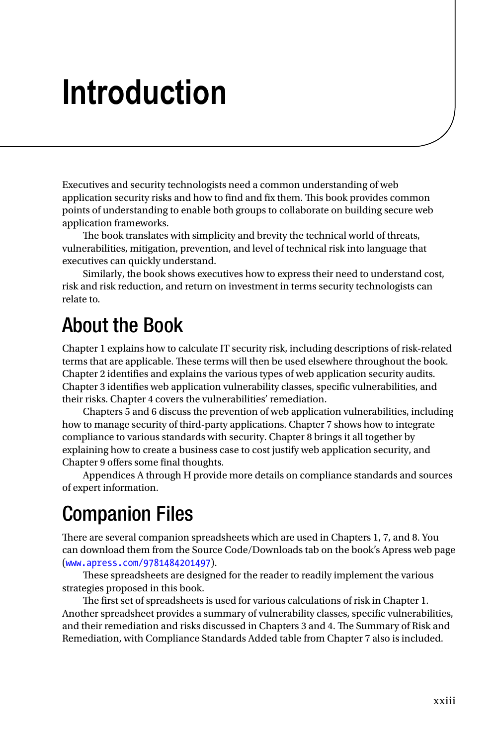# Introduction

Executives and security technologists need a common understanding of web application security risks and how to find and fix them. This book provides common points of understanding to enable both groups to collaborate on building secure web application frameworks.

The book translates with simplicity and brevity the technical world of threats, vulnerabilities, mitigation, prevention, and level of technical risk into language that executives can quickly understand.

Similarly, the book shows executives how to express their need to understand cost, risk and risk reduction, and return on investment in terms security technologists can relate to.

## About the Book

Chapter 1 explains how to calculate IT security risk, including descriptions of risk-related terms that are applicable. These terms will then be used elsewhere throughout the book. Chapter 2 identifies and explains the various types of web application security audits. Chapter 3 identifies web application vulnerability classes, specific vulnerabilities, and their risks. Chapter 4 covers the vulnerabilities' remediation.

Chapters 5 and 6 discuss the prevention of web application vulnerabilities, including how to manage security of third-party applications. Chapter 7 shows how to integrate compliance to various standards with security. Chapter 8 brings it all together by explaining how to create a business case to cost justify web application security, and Chapter 9 offers some final thoughts.

Appendices A through H provide more details on compliance standards and sources of expert information.

## Companion Files

There are several companion spreadsheets which are used in Chapters 1, 7, and 8. You can download them from the Source Code/Downloads tab on the book's Apress web page (www.apress.com/9781484201497).

These spreadsheets are designed for the reader to readily implement the various strategies proposed in this book.

The first set of spreadsheets is used for various calculations of risk in Chapter 1. Another spreadsheet provides a summary of vulnerability classes, specific vulnerabilities, and their remediation and risks discussed in Chapters 3 and 4. The Summary of Risk and Remediation, with Compliance Standards Added table from Chapter 7 also is included.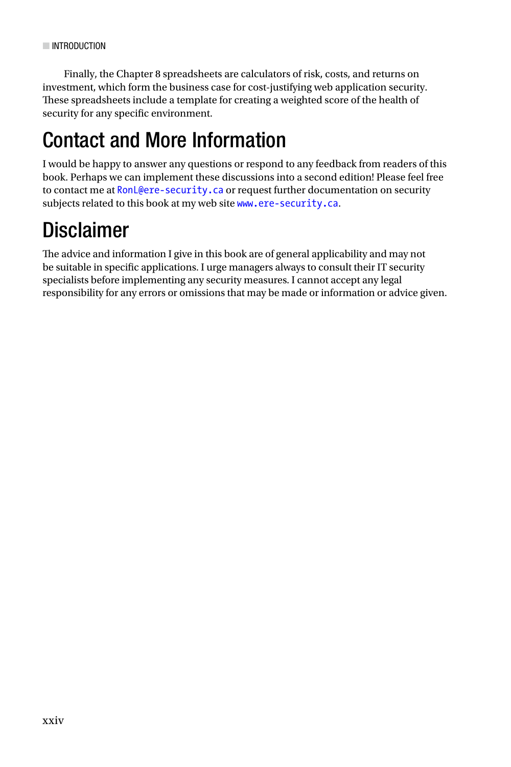Finally, the Chapter 8 spreadsheets are calculators of risk, costs, and returns on investment, which form the business case for cost-justifying web application security. These spreadsheets include a template for creating a weighted score of the health of security for any specific environment.

## Contact and More Information

I would be happy to answer any questions or respond to any feedback from readers of this book. Perhaps we can implement these discussions into a second edition! Please feel free to contact me at `RonL@ere-security.ca` or request further documentation on security subjects related to this book at my web site `www.ere-security.ca`.

## Disclaimer

The advice and information I give in this book are of general applicability and may not be suitable in specific applications. I urge managers always to consult their IT security specialists before implementing any security measures. I cannot accept any legal responsibility for any errors or omissions that may be made or information or advice given.